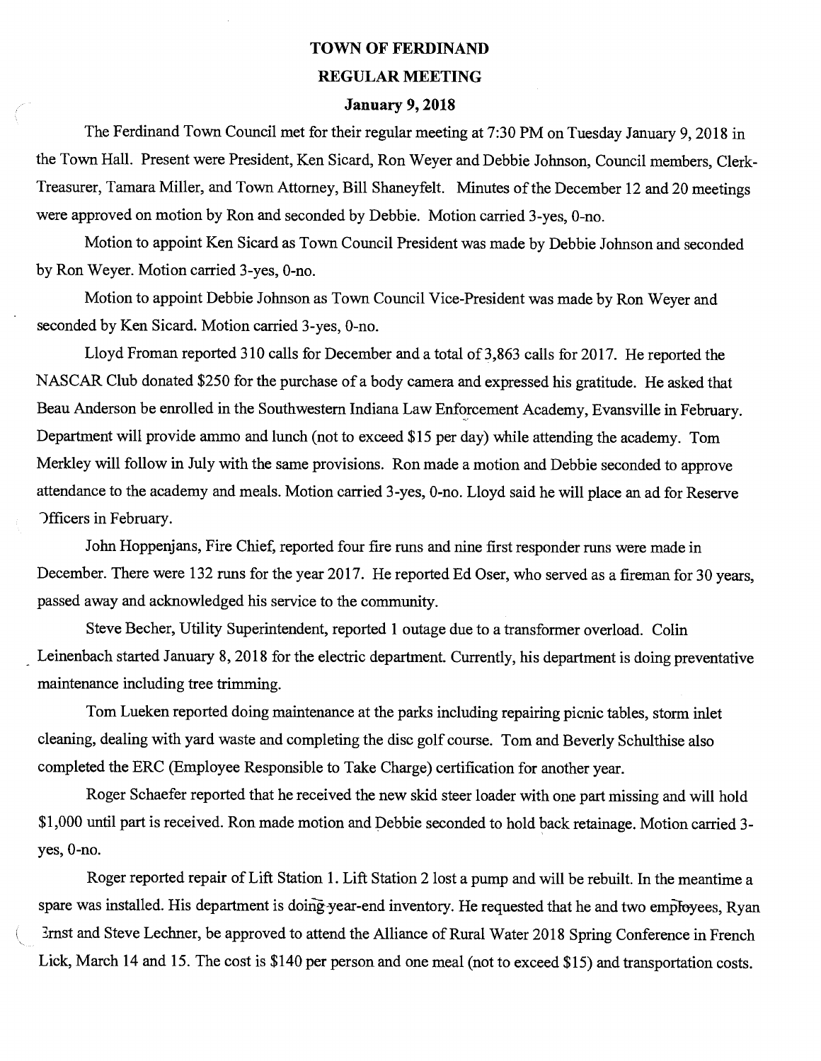# TOWN OF FERDINAND

## REGULAR MEETING

### January 9, 2018

The Ferdinand Town Council met for their regular meeting at 7:30 PM on Tuesday January 9, 2018 in the Town Hall. Present were President, Ken Sicard, Ron Weyer and Debbie Johnson, Council members, Clerk-Treasurer, Tamara Miller, and Town Attorney, Bill Shaneyfelt. Minutes of the December 12 and 20 meetings were approved on motion by Ron and seconded by Debbie. Motion carried 3-yes, 0-no.

Motion to appoint Ken Sicard as Town Council President was made by Debbie Johnson and seconded by Ron Weyer. Motion carried 3-yes, 0-no.

Motion to appoint Debbie Johnson as Town Council Vice-President was made by Ron Weyer and seconded by Ken Sicard. Motion carried 3-yes, 0-no.

Lloyd Froman reported 310 calls for December and a total of 3,863 calls for 2017. He reported the NASCAR Club donated $250 for the purchase of a body camera and expressed his gratitude. He asked that Beau Anderson be enrolled in the Southwestern Indiana Law Enforcement Academy, Evansville in February. Department will provide ammo and lunch (not to exceed $15 per day) while attending the academy. Tom Merkley will follow in July with the same provisions. Ron made a motion and Debbie seconded to approve attendance to the academy and meals. Motion carried 3-yes, 0-no. Lloyd said he will place an ad for Reserve Officers in February.

John Hoppenjans, Fire Chief, reported four fire runs and nine first responder runs were made in December. There were 132 runs for the year 2017. He reported Ed Oser, who served as a fireman for 30 years, passed away and acknowledged his service to the community.

Steve Becher, Utility Superintendent, reported 1 outage due to a transformer overload. Colin Leinenbach started January 8, 2018 for the electric department. Currently, his department is doing preventative maintenance including tree trimming.

Tom Lueken reported doing maintenance at the parks including repairing picnic tables, storm inlet cleaning, dealing with yard waste and completing the disc golf course. Tom and Beverly Schulthise also completed the ERC (Employee Responsible to Take Charge) certification for another year.

Roger Schaefer reported that he received the new skid steer loader with one part missing and will hold $1,000 until part is received. Ron made motion and Debbie seconded to hold back retainage. Motion carried 3-yes, 0-no.

Roger reported repair of Lift Station 1. Lift Station 2 lost a pump and will be rebuilt. In the meantime a spare was installed. His department is doing year-end inventory. He requested that he and two employees, Ryan Ernst and Steve Lechner, be approved to attend the Alliance of Rural Water 2018 Spring Conference in French Lick, March 14 and 15. The cost is $140 per person and one meal (not to exceed $15) and transportation costs.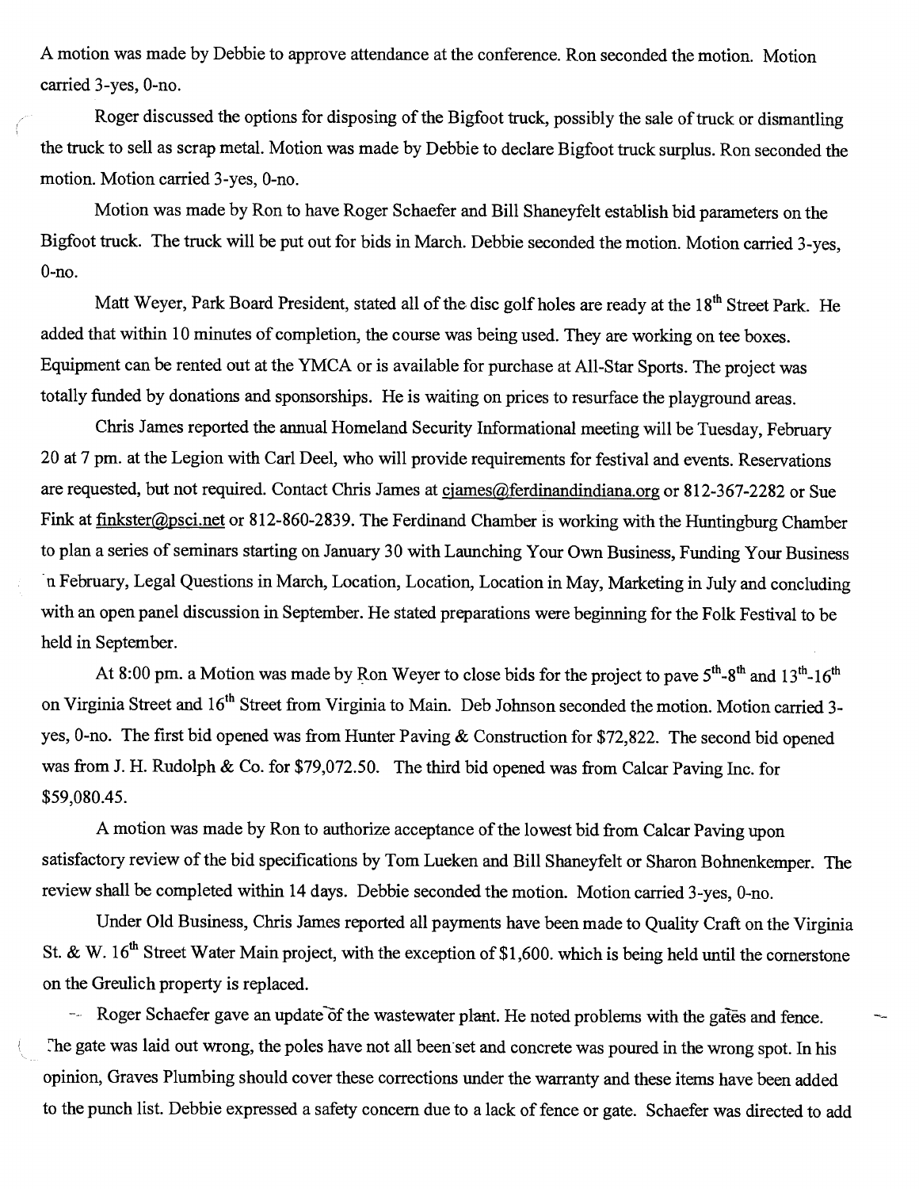A motion was made by Debbie to approve attendance at the conference. Ron seconded the motion. Motion carried 3-yes, 0-no.

Roger discussed the options for disposing of the Bigfoot truck, possibly the sale of truck or dismantling the truck to sell as scrap metal. Motion was made by Debbie to declare Bigfoot truck surplus. Ron seconded the motion. Motion carried 3-yes, 0-no.

Motion was made by Ron to have Roger Schaefer and Bill Shaneyfelt establish bid parameters on the Bigfoot truck. The truck will be put out for bids in March. Debbie seconded the motion. Motion carried 3-yes, 0-no.

Matt Weyer, Park Board President, stated all of the disc golf holes are ready at the 18th Street Park. He added that within 10 minutes of completion, the course was being used. They are working on tee boxes. Equipment can be rented out at the YMCA or is available for purchase at All-Star Sports. The project was totally funded by donations and sponsorships. He is waiting on prices to resurface the playground areas.

Chris James reported the annual Homeland Security Informational meeting will be Tuesday, February 20 at 7 pm. at the Legion with Carl Deel, who will provide requirements for festival and events. Reservations are requested, but not required. Contact Chris James at cjames@ferdinandindiana.org or 812-367-2282 or Sue Fink at finkster@psci.net or 812-860-2839. The Ferdinand Chamber is working with the Huntingburg Chamber to plan a series of seminars starting on January 30 with Launching Your Own Business, Funding Your Business in February, Legal Questions in March, Location, Location, Location in May, Marketing in July and concluding with an open panel discussion in September. He stated preparations were beginning for the Folk Festival to be held in September.

At 8:00 pm. a Motion was made by Ron Weyer to close bids for the project to pave 5th-8th and 13th-16th on Virginia Street and 16th Street from Virginia to Main. Deb Johnson seconded the motion. Motion carried 3-yes, 0-no. The first bid opened was from Hunter Paving & Construction for $72,822. The second bid opened was from J. H. Rudolph & Co. for $79,072.50. The third bid opened was from Calcar Paving Inc. for $59,080.45.

A motion was made by Ron to authorize acceptance of the lowest bid from Calcar Paving upon satisfactory review of the bid specifications by Tom Lueken and Bill Shaneyfelt or Sharon Bohnenkemper. The review shall be completed within 14 days. Debbie seconded the motion. Motion carried 3-yes, 0-no.

Under Old Business, Chris James reported all payments have been made to Quality Craft on the Virginia St. & W. 16th Street Water Main project, with the exception of $1,600. which is being held until the cornerstone on the Greulich property is replaced.

Roger Schaefer gave an update of the wastewater plant. He noted problems with the gates and fence. The gate was laid out wrong, the poles have not all been set and concrete was poured in the wrong spot. In his opinion, Graves Plumbing should cover these corrections under the warranty and these items have been added to the punch list. Debbie expressed a safety concern due to a lack of fence or gate. Schaefer was directed to add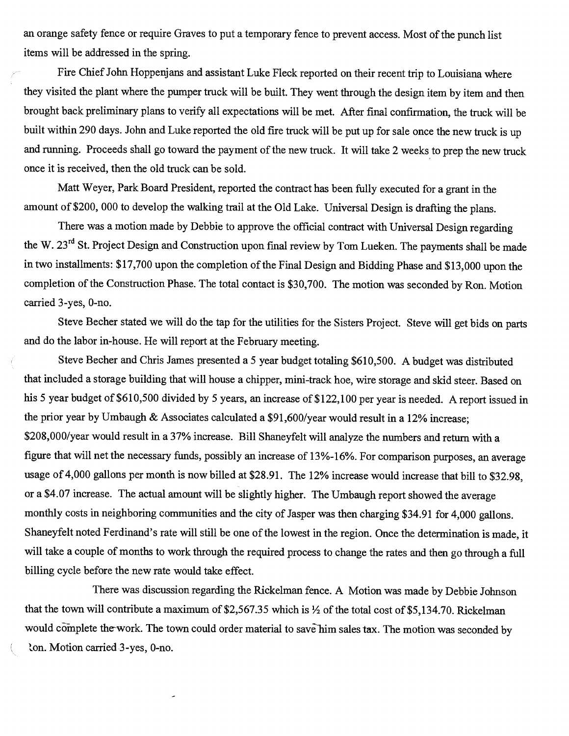an orange safety fence or require Graves to put a temporary fence to prevent access. Most of the punch list items will be addressed in the spring.

Fire Chief John Hoppenjans and assistant Luke Fleck reported on their recent trip to Louisiana where they visited the plant where the pumper truck will be built. They went through the design item by item and then brought back preliminary plans to verify all expectations will be met. After final confirmation, the truck will be built within 290 days. John and Luke reported the old fire truck will be put up for sale once the new truck is up and running. Proceeds shall go toward the payment of the new truck. It will take 2 weeks to prep the new truck once it is received, then the old truck can be sold.

Matt Weyer, Park Board President, reported the contract has been fully executed for a grant in the amount of $200, 000 to develop the walking trail at the Old Lake. Universal Design is drafting the plans.

There was a motion made by Debbie to approve the official contract with Universal Design regarding the W. 23rd St. Project Design and Construction upon final review by Tom Lueken. The payments shall be made in two installments: $17,700 upon the completion of the Final Design and Bidding Phase and $13,000 upon the completion of the Construction Phase. The total contact is $30,700. The motion was seconded by Ron. Motion carried 3-yes, 0-no.

Steve Becher stated we will do the tap for the utilities for the Sisters Project. Steve will get bids on parts and do the labor in-house. He will report at the February meeting.

Steve Becher and Chris James presented a 5 year budget totaling $610,500. A budget was distributed that included a storage building that will house a chipper, mini-track hoe, wire storage and skid steer. Based on his 5 year budget of $610,500 divided by 5 years, an increase of $122,100 per year is needed. A report issued in the prior year by Umbaugh & Associates calculated a $91,600/year would result in a 12% increase; $208,000/year would result in a 37% increase. Bill Shaneyfelt will analyze the numbers and return with a figure that will net the necessary funds, possibly an increase of 13%-16%. For comparison purposes, an average usage of 4,000 gallons per month is now billed at $28.91. The 12% increase would increase that bill to $32.98, or a $4.07 increase. The actual amount will be slightly higher. The Umbaugh report showed the average monthly costs in neighboring communities and the city of Jasper was then charging $34.91 for 4,000 gallons. Shaneyfelt noted Ferdinand's rate will still be one of the lowest in the region. Once the determination is made, it will take a couple of months to work through the required process to change the rates and then go through a full billing cycle before the new rate would take effect.

There was discussion regarding the Rickelman fence. A Motion was made by Debbie Johnson that the town will contribute a maximum of $2,567.35 which is ½ of the total cost of $5,134.70. Rickelman would complete the work. The town could order material to save him sales tax. The motion was seconded by Ron. Motion carried 3-yes, 0-no.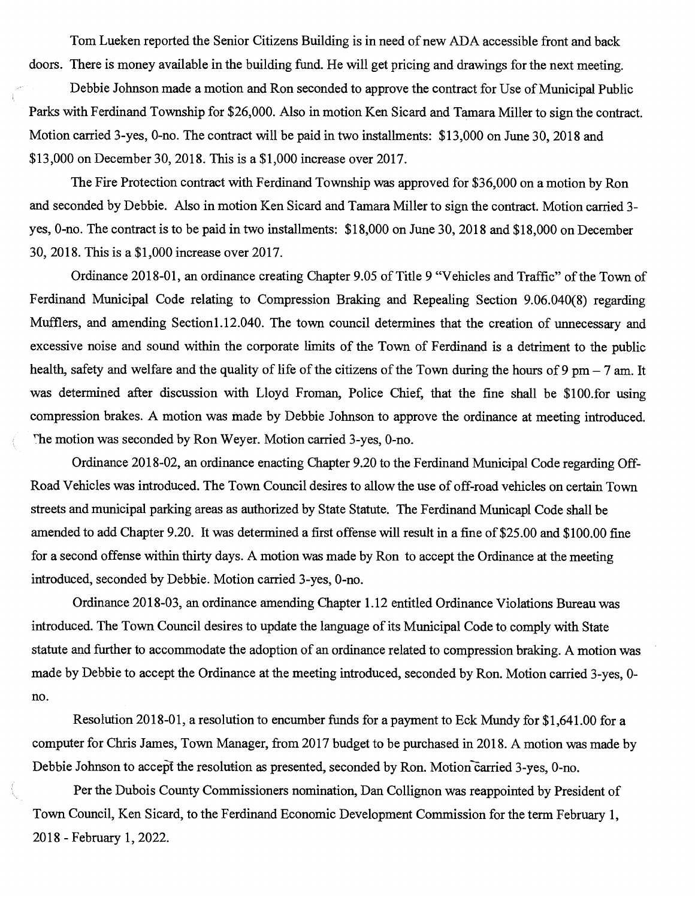Tom Lueken reported the Senior Citizens Building is in need of new ADA accessible front and back doors. There is money available in the building fund. He will get pricing and drawings for the next meeting.

Debbie Johnson made a motion and Ron seconded to approve the contract for Use of Municipal Public Parks with Ferdinand Township for $26,000. Also in motion Ken Sicard and Tamara Miller to sign the contract. Motion carried 3-yes, 0-no. The contract will be paid in two installments: $13,000 on June 30, 2018 and $13,000 on December 30, 2018. This is a $1,000 increase over 2017.

The Fire Protection contract with Ferdinand Township was approved for $36,000 on a motion by Ron and seconded by Debbie. Also in motion Ken Sicard and Tamara Miller to sign the contract. Motion carried 3-yes, 0-no. The contract is to be paid in two installments: $18,000 on June 30, 2018 and $18,000 on December 30, 2018. This is a $1,000 increase over 2017.

Ordinance 2018-01, an ordinance creating Chapter 9.05 of Title 9 "Vehicles and Traffic" of the Town of Ferdinand Municipal Code relating to Compression Braking and Repealing Section 9.06.040(8) regarding Mufflers, and amending Section1.12.040. The town council determines that the creation of unnecessary and excessive noise and sound within the corporate limits of the Town of Ferdinand is a detriment to the public health, safety and welfare and the quality of life of the citizens of the Town during the hours of 9 pm – 7 am. It was determined after discussion with Lloyd Froman, Police Chief, that the fine shall be $100.for using compression brakes. A motion was made by Debbie Johnson to approve the ordinance at meeting introduced. The motion was seconded by Ron Weyer. Motion carried 3-yes, 0-no.

Ordinance 2018-02, an ordinance enacting Chapter 9.20 to the Ferdinand Municipal Code regarding Off-Road Vehicles was introduced. The Town Council desires to allow the use of off-road vehicles on certain Town streets and municipal parking areas as authorized by State Statute. The Ferdinand Municapl Code shall be amended to add Chapter 9.20. It was determined a first offense will result in a fine of $25.00 and $100.00 fine for a second offense within thirty days. A motion was made by Ron to accept the Ordinance at the meeting introduced, seconded by Debbie. Motion carried 3-yes, 0-no.

Ordinance 2018-03, an ordinance amending Chapter 1.12 entitled Ordinance Violations Bureau was introduced. The Town Council desires to update the language of its Municipal Code to comply with State statute and further to accommodate the adoption of an ordinance related to compression braking. A motion was made by Debbie to accept the Ordinance at the meeting introduced, seconded by Ron. Motion carried 3-yes, 0-no.

Resolution 2018-01, a resolution to encumber funds for a payment to Eck Mundy for $1,641.00 for a computer for Chris James, Town Manager, from 2017 budget to be purchased in 2018. A motion was made by Debbie Johnson to accept the resolution as presented, seconded by Ron. Motion carried 3-yes, 0-no.

Per the Dubois County Commissioners nomination, Dan Collignon was reappointed by President of Town Council, Ken Sicard, to the Ferdinand Economic Development Commission for the term February 1, 2018 - February 1, 2022.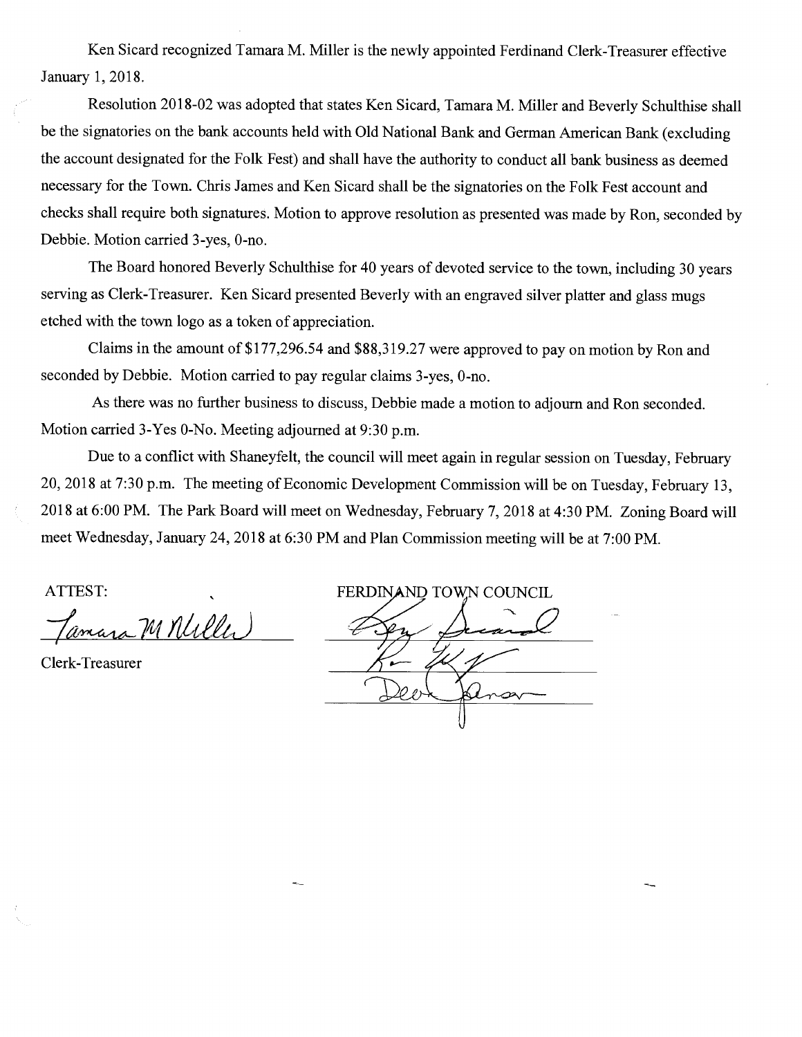Ken Sicard recognized Tamara M. Miller is the newly appointed Ferdinand Clerk-Treasurer effective January 1, 2018.

Resolution 2018-02 was adopted that states Ken Sicard, Tamara M. Miller and Beverly Schulthise shall be the signatories on the bank accounts held with Old National Bank and German American Bank (excluding the account designated for the Folk Fest) and shall have the authority to conduct all bank business as deemed necessary for the Town. Chris James and Ken Sicard shall be the signatories on the Folk Fest account and checks shall require both signatures. Motion to approve resolution as presented was made by Ron, seconded by Debbie. Motion carried 3-yes, 0-no.

The Board honored Beverly Schulthise for 40 years of devoted service to the town, including 30 years serving as Clerk-Treasurer. Ken Sicard presented Beverly with an engraved silver platter and glass mugs etched with the town logo as a token of appreciation.

Claims in the amount of $177,296.54 and $88,319.27 were approved to pay on motion by Ron and seconded by Debbie. Motion carried to pay regular claims 3-yes, 0-no.

As there was no further business to discuss, Debbie made a motion to adjourn and Ron seconded. Motion carried 3-Yes 0-No. Meeting adjourned at 9:30 p.m.

Due to a conflict with Shaneyfelt, the council will meet again in regular session on Tuesday, February 20, 2018 at 7:30 p.m. The meeting of Economic Development Commission will be on Tuesday, February 13, 2018 at 6:00 PM. The Park Board will meet on Wednesday, February 7, 2018 at 4:30 PM. Zoning Board will meet Wednesday, January 24, 2018 at 6:30 PM and Plan Commission meeting will be at 7:00 PM.

ATTEST:

Tamara M Miller

Clerk-Treasurer

FERDINAND TOWN COUNCIL

Ken Sicard

Ron

Debbie